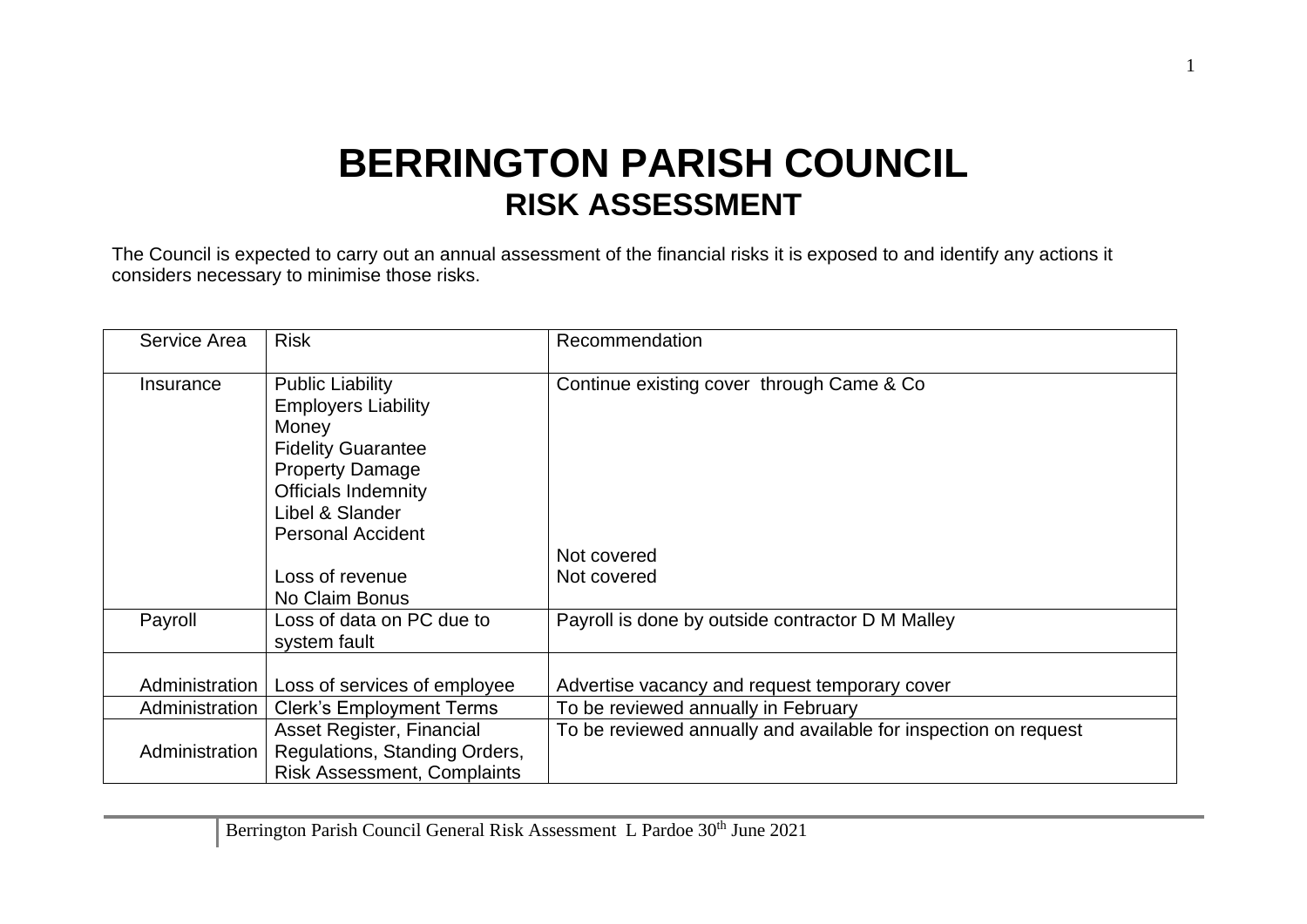# BERRINGTON PARISH COUNCIL
## RISK ASSESSMENT

The Council is expected to carry out an annual assessment of the financial risks it is exposed to and identify any actions it considers necessary to minimise those risks.

| Service Area | Risk | Recommendation |
|---|---|---|
| Insurance | Public Liability<br>Employers Liability<br>Money<br>Fidelity Guarantee<br>Property Damage<br>Officials Indemnity<br>Libel & Slander<br>Personal Accident<br><br>Loss of revenue<br>No Claim Bonus | Continue existing cover through Came & Co<br><br><br><br><br><br><br><br>Not covered<br>Not covered |
| Payroll | Loss of data on PC due to system fault | Payroll is done by outside contractor D M Malley |
| Administration | Loss of services of employee | Advertise vacancy and request temporary cover |
| Administration | Clerk's Employment Terms | To be reviewed annually in February |
| Administration | Asset Register, Financial Regulations, Standing Orders, Risk Assessment, Complaints | To be reviewed annually and available for inspection on request |

Berrington Parish Council General Risk Assessment L Pardoe 30th June 2021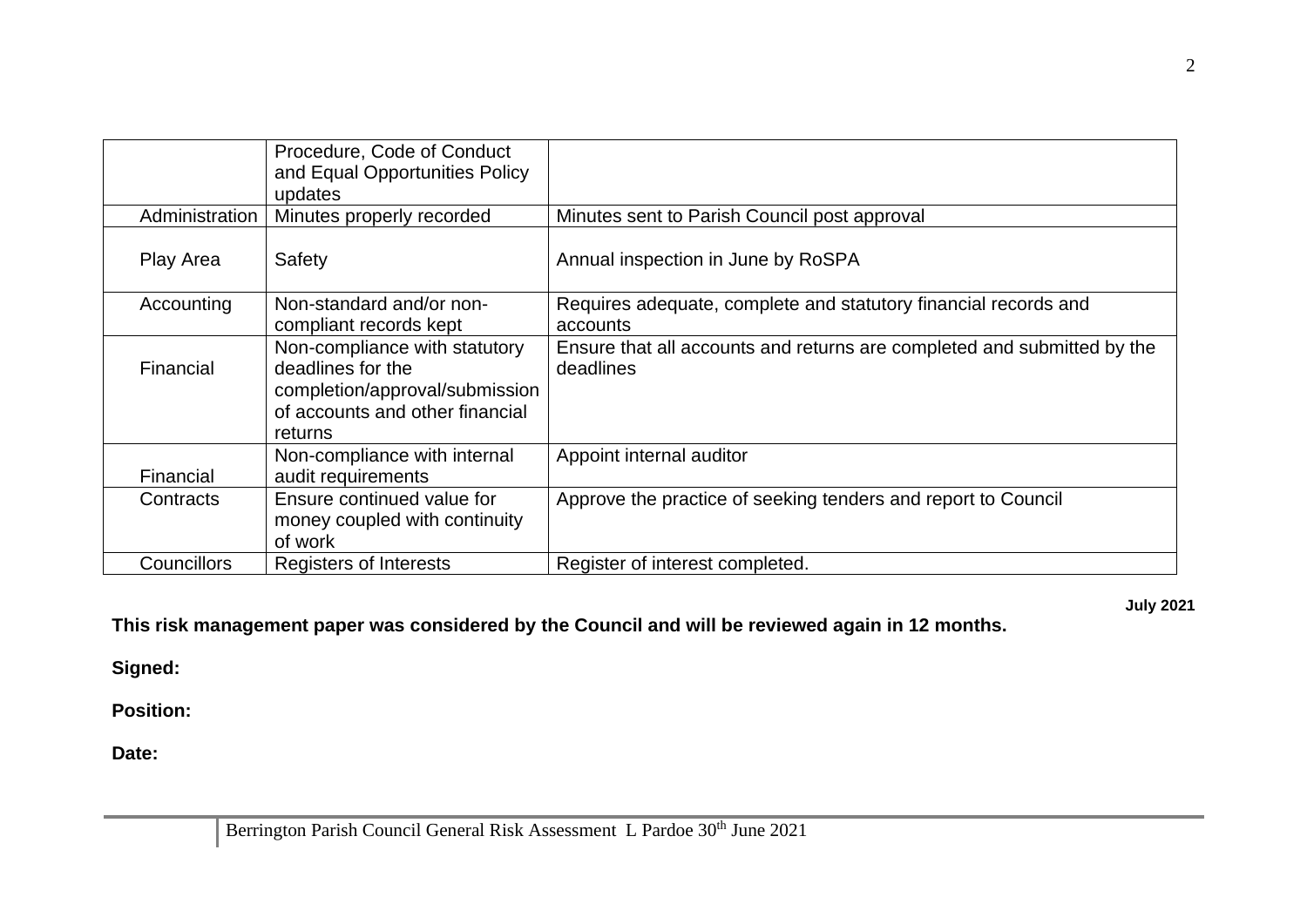| | | |
|---|---|---|
| | Procedure, Code of Conduct and Equal Opportunities Policy updates | |
| Administration | Minutes properly recorded | Minutes sent to Parish Council post approval |
| Play Area | Safety | Annual inspection in June by RoSPA |
| Accounting | Non-standard and/or non-compliant records kept | Requires adequate, complete and statutory financial records and accounts |
| Financial | Non-compliance with statutory deadlines for the completion/approval/submission of accounts and other financial returns | Ensure that all accounts and returns are completed and submitted by the deadlines |
| Financial | Non-compliance with internal audit requirements | Appoint internal auditor |
| Contracts | Ensure continued value for money coupled with continuity of work | Approve the practice of seeking tenders and report to Council |
| Councillors | Registers of Interests | Register of interest completed. |

**July 2021**

**This risk management paper was considered by the Council and will be reviewed again in 12 months.**

**Signed:**

**Position:**

**Date:**

Berrington Parish Council General Risk Assessment L Pardoe 30th June 2021